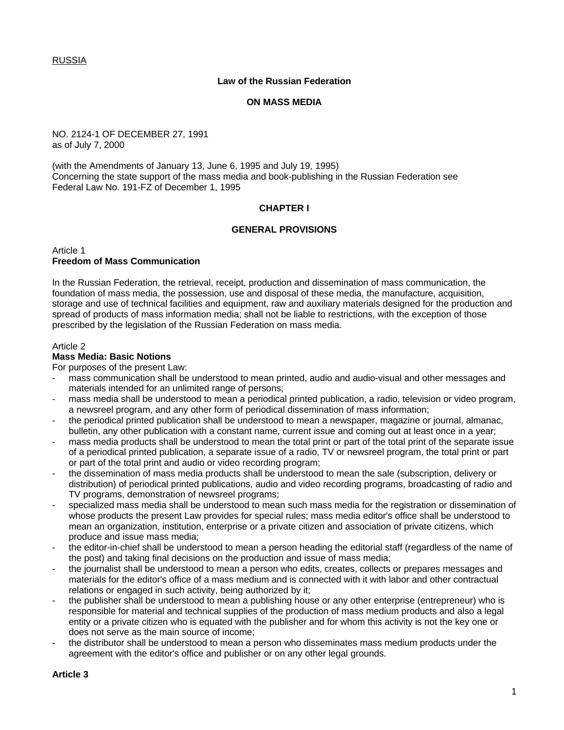RUSSIA

## Law of the Russian Federation

## ON MASS MEDIA

NO. 2124-1 OF DECEMBER 27, 1991
as of July 7, 2000

(with the Amendments of January 13, June 6, 1995 and July 19, 1995)
Concerning the state support of the mass media and book-publishing in the Russian Federation see Federal Law No. 191-FZ of December 1, 1995

## CHAPTER I

## GENERAL PROVISIONS

Article 1
**Freedom of Mass Communication**

In the Russian Federation, the retrieval, receipt, production and dissemination of mass communication, the foundation of mass media, the possession, use and disposal of these media, the manufacture, acquisition, storage and use of technical facilities and equipment, raw and auxiliary materials designed for the production and spread of products of mass information media; shall not be liable to restrictions, with the exception of those prescribed by the legislation of the Russian Federation on mass media.

Article 2
**Mass Media: Basic Notions**
For purposes of the present Law:

- mass communication shall be understood to mean printed, audio and audio-visual and other messages and materials intended for an unlimited range of persons;
- mass media shall be understood to mean a periodical printed publication, a radio, television or video program, a newsreel program, and any other form of periodical dissemination of mass information;
- the periodical printed publication shall be understood to mean a newspaper, magazine or journal, almanac, bulletin, any other publication with a constant name, current issue and coming out at least once in a year;
- mass media products shall be understood to mean the total print or part of the total print of the separate issue of a periodical printed publication, a separate issue of a radio, TV or newsreel program, the total print or part of the total print and audio or video recording program;
- the dissemination of mass media products shall be understood to mean the sale (subscription, delivery or distribution) of periodical printed publications, audio and video recording programs, broadcasting of radio and TV programs, demonstration of newsreel programs;
- specialized mass media shall be understood to mean such mass media for the registration or dissemination of whose products the present Law provides for special rules; mass media editor's office shall be understood to mean an organization, institution, enterprise or a private citizen and association of private citizens, which produce and issue mass media;
- the editor-in-chief shall be understood to mean a person heading the editorial staff (regardless of the name of the post) and taking final decisions on the production and issue of mass media;
- the journalist shall be understood to mean a person who edits, creates, collects or prepares messages and materials for the editor's office of a mass medium and is connected with it with labor and other contractual relations or engaged in such activity, being authorized by it;
- the publisher shall be understood to mean a publishing house or any other enterprise (entrepreneur) who is responsible for material and technical supplies of the production of mass medium products and also a legal entity or a private citizen who is equated with the publisher and for whom this activity is not the key one or does not serve as the main source of income;
- the distributor shall be understood to mean a person who disseminates mass medium products under the agreement with the editor's office and publisher or on any other legal grounds.

**Article 3**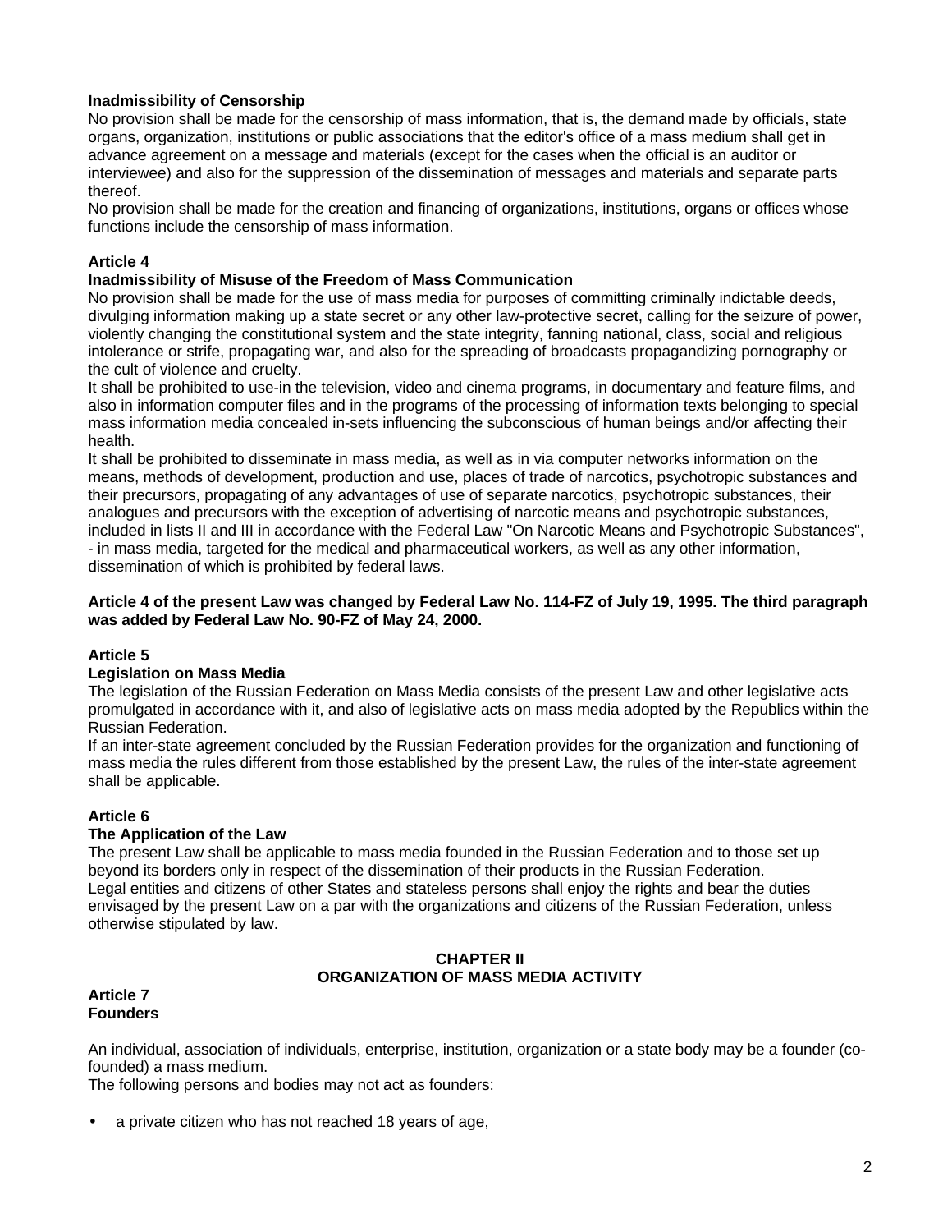**Inadmissibility of Censorship**

No provision shall be made for the censorship of mass information, that is, the demand made by officials, state organs, organization, institutions or public associations that the editor's office of a mass medium shall get in advance agreement on a message and materials (except for the cases when the official is an auditor or interviewee) and also for the suppression of the dissemination of messages and materials and separate parts thereof.

No provision shall be made for the creation and financing of organizations, institutions, organs or offices whose functions include the censorship of mass information.

**Article 4**

**Inadmissibility of Misuse of the Freedom of Mass Communication**

No provision shall be made for the use of mass media for purposes of committing criminally indictable deeds, divulging information making up a state secret or any other law-protective secret, calling for the seizure of power, violently changing the constitutional system and the state integrity, fanning national, class, social and religious intolerance or strife, propagating war, and also for the spreading of broadcasts propagandizing pornography or the cult of violence and cruelty.

It shall be prohibited to use-in the television, video and cinema programs, in documentary and feature films, and also in information computer files and in the programs of the processing of information texts belonging to special mass information media concealed in-sets influencing the subconscious of human beings and/or affecting their health.

It shall be prohibited to disseminate in mass media, as well as in via computer networks information on the means, methods of development, production and use, places of trade of narcotics, psychotropic substances and their precursors, propagating of any advantages of use of separate narcotics, psychotropic substances, their analogues and precursors with the exception of advertising of narcotic means and psychotropic substances, included in lists II and III in accordance with the Federal Law "On Narcotic Means and Psychotropic Substances", - in mass media, targeted for the medical and pharmaceutical workers, as well as any other information, dissemination of which is prohibited by federal laws.

**Article 4 of the present Law was changed by Federal Law No. 114-FZ of July 19, 1995. The third paragraph was added by Federal Law No. 90-FZ of May 24, 2000.**

**Article 5**

**Legislation on Mass Media**

The legislation of the Russian Federation on Mass Media consists of the present Law and other legislative acts promulgated in accordance with it, and also of legislative acts on mass media adopted by the Republics within the Russian Federation.

If an inter-state agreement concluded by the Russian Federation provides for the organization and functioning of mass media the rules different from those established by the present Law, the rules of the inter-state agreement shall be applicable.

**Article 6**

**The Application of the Law**

The present Law shall be applicable to mass media founded in the Russian Federation and to those set up beyond its borders only in respect of the dissemination of their products in the Russian Federation.

Legal entities and citizens of other States and stateless persons shall enjoy the rights and bear the duties envisaged by the present Law on a par with the organizations and citizens of the Russian Federation, unless otherwise stipulated by law.

## CHAPTER II
## ORGANIZATION OF MASS MEDIA ACTIVITY

**Article 7**

**Founders**

An individual, association of individuals, enterprise, institution, organization or a state body may be a founder (co-founded) a mass medium.

The following persons and bodies may not act as founders:

- a private citizen who has not reached 18 years of age,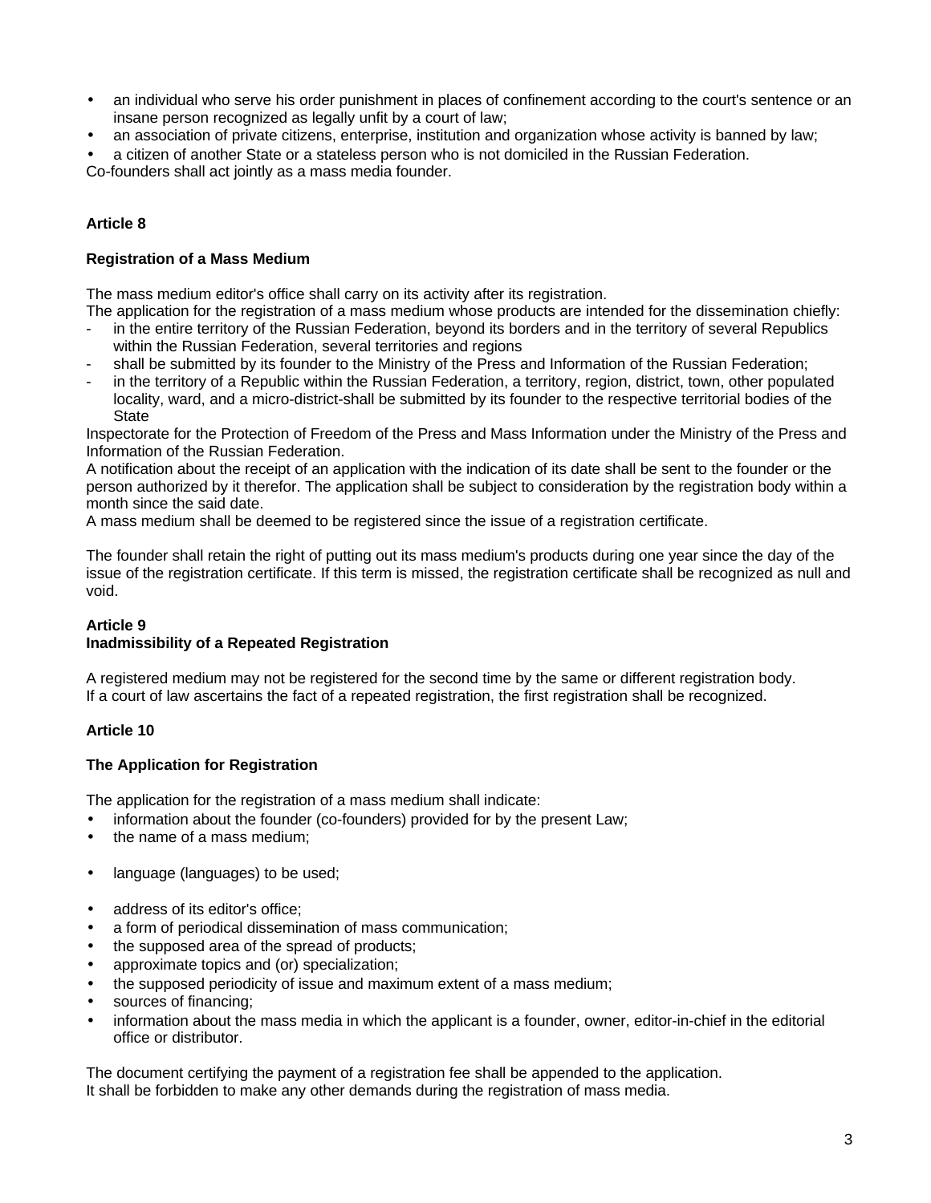- an individual who serve his order punishment in places of confinement according to the court's sentence or an insane person recognized as legally unfit by a court of law;
- an association of private citizens, enterprise, institution and organization whose activity is banned by law;
- a citizen of another State or a stateless person who is not domiciled in the Russian Federation.

Co-founders shall act jointly as a mass media founder.

**Article 8**

**Registration of a Mass Medium**

The mass medium editor's office shall carry on its activity after its registration.
The application for the registration of a mass medium whose products are intended for the dissemination chiefly:

- in the entire territory of the Russian Federation, beyond its borders and in the territory of several Republics within the Russian Federation, several territories and regions
- shall be submitted by its founder to the Ministry of the Press and Information of the Russian Federation;
- in the territory of a Republic within the Russian Federation, a territory, region, district, town, other populated locality, ward, and a micro-district-shall be submitted by its founder to the respective territorial bodies of the State

Inspectorate for the Protection of Freedom of the Press and Mass Information under the Ministry of the Press and Information of the Russian Federation.
A notification about the receipt of an application with the indication of its date shall be sent to the founder or the person authorized by it therefor. The application shall be subject to consideration by the registration body within a month since the said date.
A mass medium shall be deemed to be registered since the issue of a registration certificate.

The founder shall retain the right of putting out its mass medium's products during one year since the day of the issue of the registration certificate. If this term is missed, the registration certificate shall be recognized as null and void.

**Article 9**
**Inadmissibility of a Repeated Registration**

A registered medium may not be registered for the second time by the same or different registration body.
If a court of law ascertains the fact of a repeated registration, the first registration shall be recognized.

**Article 10**

**The Application for Registration**

The application for the registration of a mass medium shall indicate:

- information about the founder (co-founders) provided for by the present Law;
- the name of a mass medium;
- language (languages) to be used;
- address of its editor's office;
- a form of periodical dissemination of mass communication;
- the supposed area of the spread of products;
- approximate topics and (or) specialization;
- the supposed periodicity of issue and maximum extent of a mass medium;
- sources of financing;
- information about the mass media in which the applicant is a founder, owner, editor-in-chief in the editorial office or distributor.

The document certifying the payment of a registration fee shall be appended to the application.
It shall be forbidden to make any other demands during the registration of mass media.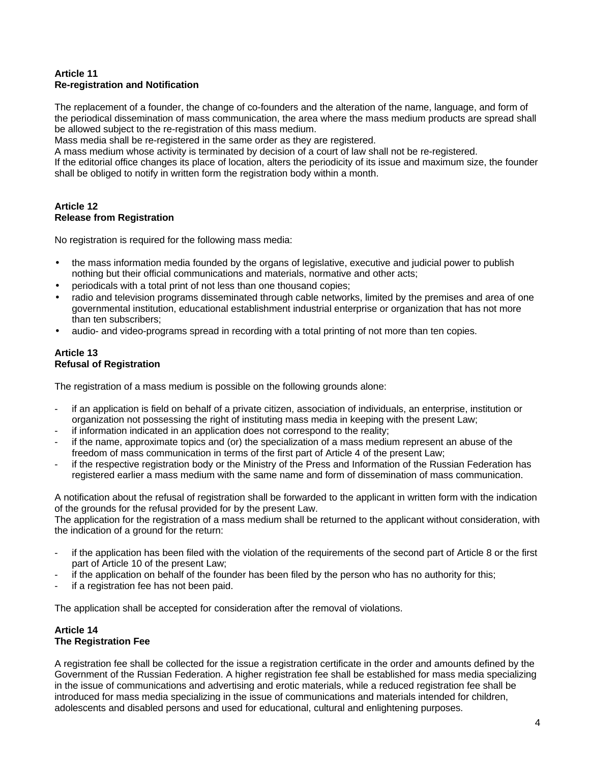**Article 11**
**Re-registration and Notification**

The replacement of a founder, the change of co-founders and the alteration of the name, language, and form of the periodical dissemination of mass communication, the area where the mass medium products are spread shall be allowed subject to the re-registration of this mass medium.
Mass media shall be re-registered in the same order as they are registered.
A mass medium whose activity is terminated by decision of a court of law shall not be re-registered.
If the editorial office changes its place of location, alters the periodicity of its issue and maximum size, the founder shall be obliged to notify in written form the registration body within a month.

**Article 12**
**Release from Registration**

No registration is required for the following mass media:

- the mass information media founded by the organs of legislative, executive and judicial power to publish nothing but their official communications and materials, normative and other acts;
- periodicals with a total print of not less than one thousand copies;
- radio and television programs disseminated through cable networks, limited by the premises and area of one governmental institution, educational establishment industrial enterprise or organization that has not more than ten subscribers;
- audio- and video-programs spread in recording with a total printing of not more than ten copies.

**Article 13**
**Refusal of Registration**

The registration of a mass medium is possible on the following grounds alone:

- if an application is field on behalf of a private citizen, association of individuals, an enterprise, institution or organization not possessing the right of instituting mass media in keeping with the present Law;
- if information indicated in an application does not correspond to the reality;
- if the name, approximate topics and (or) the specialization of a mass medium represent an abuse of the freedom of mass communication in terms of the first part of Article 4 of the present Law;
- if the respective registration body or the Ministry of the Press and Information of the Russian Federation has registered earlier a mass medium with the same name and form of dissemination of mass communication.

A notification about the refusal of registration shall be forwarded to the applicant in written form with the indication of the grounds for the refusal provided for by the present Law.
The application for the registration of a mass medium shall be returned to the applicant without consideration, with the indication of a ground for the return:

- if the application has been filed with the violation of the requirements of the second part of Article 8 or the first part of Article 10 of the present Law;
- if the application on behalf of the founder has been filed by the person who has no authority for this;
- if a registration fee has not been paid.

The application shall be accepted for consideration after the removal of violations.

**Article 14**
**The Registration Fee**

A registration fee shall be collected for the issue a registration certificate in the order and amounts defined by the Government of the Russian Federation. A higher registration fee shall be established for mass media specializing in the issue of communications and advertising and erotic materials, while a reduced registration fee shall be introduced for mass media specializing in the issue of communications and materials intended for children, adolescents and disabled persons and used for educational, cultural and enlightening purposes.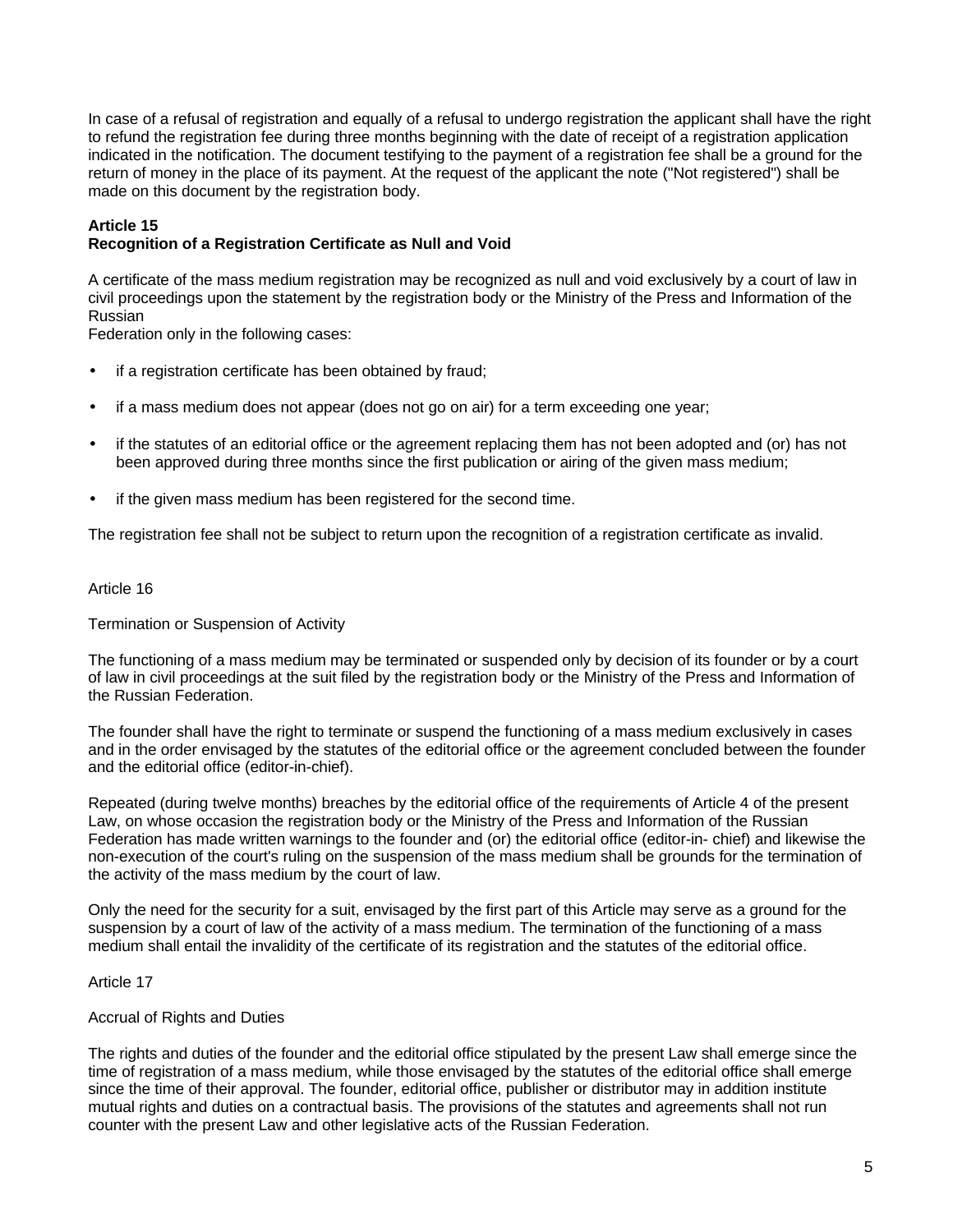In case of a refusal of registration and equally of a refusal to undergo registration the applicant shall have the right to refund the registration fee during three months beginning with the date of receipt of a registration application indicated in the notification. The document testifying to the payment of a registration fee shall be a ground for the return of money in the place of its payment. At the request of the applicant the note ("Not registered") shall be made on this document by the registration body.

**Article 15**
**Recognition of a Registration Certificate as Null and Void**

A certificate of the mass medium registration may be recognized as null and void exclusively by a court of law in civil proceedings upon the statement by the registration body or the Ministry of the Press and Information of the Russian
Federation only in the following cases:

- if a registration certificate has been obtained by fraud;
- if a mass medium does not appear (does not go on air) for a term exceeding one year;
- if the statutes of an editorial office or the agreement replacing them has not been adopted and (or) has not been approved during three months since the first publication or airing of the given mass medium;
- if the given mass medium has been registered for the second time.

The registration fee shall not be subject to return upon the recognition of a registration certificate as invalid.

Article 16

Termination or Suspension of Activity

The functioning of a mass medium may be terminated or suspended only by decision of its founder or by a court of law in civil proceedings at the suit filed by the registration body or the Ministry of the Press and Information of the Russian Federation.

The founder shall have the right to terminate or suspend the functioning of a mass medium exclusively in cases and in the order envisaged by the statutes of the editorial office or the agreement concluded between the founder and the editorial office (editor-in-chief).

Repeated (during twelve months) breaches by the editorial office of the requirements of Article 4 of the present Law, on whose occasion the registration body or the Ministry of the Press and Information of the Russian Federation has made written warnings to the founder and (or) the editorial office (editor-in- chief) and likewise the non-execution of the court's ruling on the suspension of the mass medium shall be grounds for the termination of the activity of the mass medium by the court of law.

Only the need for the security for a suit, envisaged by the first part of this Article may serve as a ground for the suspension by a court of law of the activity of a mass medium. The termination of the functioning of a mass medium shall entail the invalidity of the certificate of its registration and the statutes of the editorial office.

Article 17

Accrual of Rights and Duties

The rights and duties of the founder and the editorial office stipulated by the present Law shall emerge since the time of registration of a mass medium, while those envisaged by the statutes of the editorial office shall emerge since the time of their approval. The founder, editorial office, publisher or distributor may in addition institute mutual rights and duties on a contractual basis. The provisions of the statutes and agreements shall not run counter with the present Law and other legislative acts of the Russian Federation.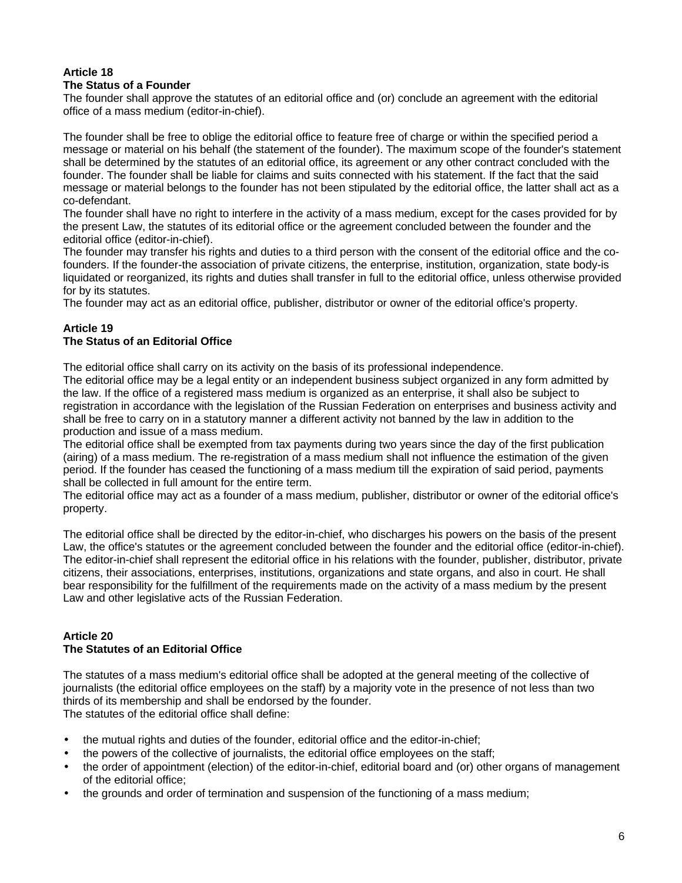**Article 18**
**The Status of a Founder**

The founder shall approve the statutes of an editorial office and (or) conclude an agreement with the editorial office of a mass medium (editor-in-chief).

The founder shall be free to oblige the editorial office to feature free of charge or within the specified period a message or material on his behalf (the statement of the founder). The maximum scope of the founder's statement shall be determined by the statutes of an editorial office, its agreement or any other contract concluded with the founder. The founder shall be liable for claims and suits connected with his statement. If the fact that the said message or material belongs to the founder has not been stipulated by the editorial office, the latter shall act as a co-defendant.

The founder shall have no right to interfere in the activity of a mass medium, except for the cases provided for by the present Law, the statutes of its editorial office or the agreement concluded between the founder and the editorial office (editor-in-chief).

The founder may transfer his rights and duties to a third person with the consent of the editorial office and the co-founders. If the founder-the association of private citizens, the enterprise, institution, organization, state body-is liquidated or reorganized, its rights and duties shall transfer in full to the editorial office, unless otherwise provided for by its statutes.

The founder may act as an editorial office, publisher, distributor or owner of the editorial office's property.

**Article 19**
**The Status of an Editorial Office**

The editorial office shall carry on its activity on the basis of its professional independence.

The editorial office may be a legal entity or an independent business subject organized in any form admitted by the law. If the office of a registered mass medium is organized as an enterprise, it shall also be subject to registration in accordance with the legislation of the Russian Federation on enterprises and business activity and shall be free to carry on in a statutory manner a different activity not banned by the law in addition to the production and issue of a mass medium.

The editorial office shall be exempted from tax payments during two years since the day of the first publication (airing) of a mass medium. The re-registration of a mass medium shall not influence the estimation of the given period. If the founder has ceased the functioning of a mass medium till the expiration of said period, payments shall be collected in full amount for the entire term.

The editorial office may act as a founder of a mass medium, publisher, distributor or owner of the editorial office's property.

The editorial office shall be directed by the editor-in-chief, who discharges his powers on the basis of the present Law, the office's statutes or the agreement concluded between the founder and the editorial office (editor-in-chief). The editor-in-chief shall represent the editorial office in his relations with the founder, publisher, distributor, private citizens, their associations, enterprises, institutions, organizations and state organs, and also in court. He shall bear responsibility for the fulfillment of the requirements made on the activity of a mass medium by the present Law and other legislative acts of the Russian Federation.

**Article 20**
**The Statutes of an Editorial Office**

The statutes of a mass medium's editorial office shall be adopted at the general meeting of the collective of journalists (the editorial office employees on the staff) by a majority vote in the presence of not less than two thirds of its membership and shall be endorsed by the founder.

The statutes of the editorial office shall define:

- the mutual rights and duties of the founder, editorial office and the editor-in-chief;
- the powers of the collective of journalists, the editorial office employees on the staff;
- the order of appointment (election) of the editor-in-chief, editorial board and (or) other organs of management of the editorial office;
- the grounds and order of termination and suspension of the functioning of a mass medium;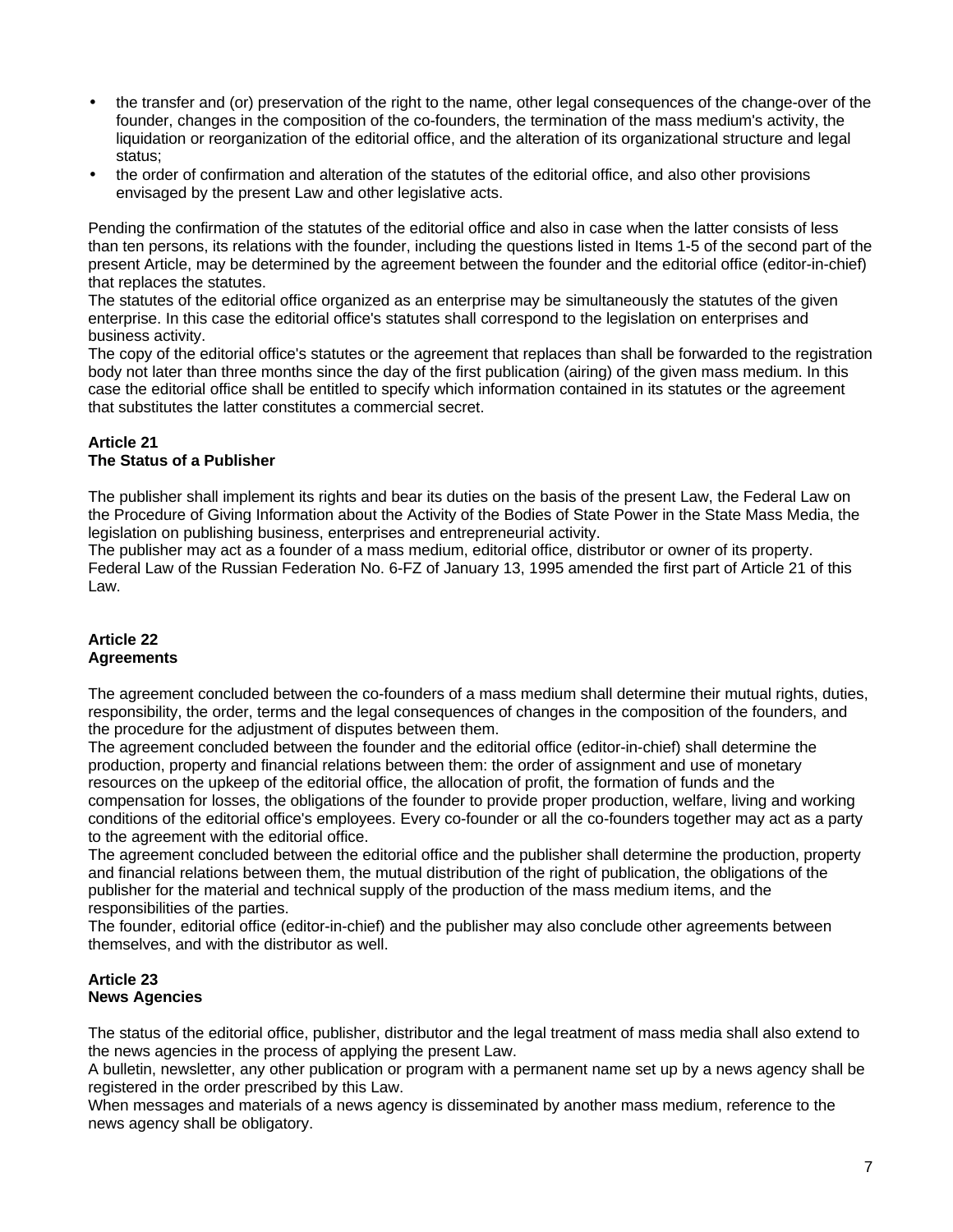- the transfer and (or) preservation of the right to the name, other legal consequences of the change-over of the founder, changes in the composition of the co-founders, the termination of the mass medium's activity, the liquidation or reorganization of the editorial office, and the alteration of its organizational structure and legal status;
- the order of confirmation and alteration of the statutes of the editorial office, and also other provisions envisaged by the present Law and other legislative acts.

Pending the confirmation of the statutes of the editorial office and also in case when the latter consists of less than ten persons, its relations with the founder, including the questions listed in Items 1-5 of the second part of the present Article, may be determined by the agreement between the founder and the editorial office (editor-in-chief) that replaces the statutes.
The statutes of the editorial office organized as an enterprise may be simultaneously the statutes of the given enterprise. In this case the editorial office's statutes shall correspond to the legislation on enterprises and business activity.
The copy of the editorial office's statutes or the agreement that replaces than shall be forwarded to the registration body not later than three months since the day of the first publication (airing) of the given mass medium. In this case the editorial office shall be entitled to specify which information contained in its statutes or the agreement that substitutes the latter constitutes a commercial secret.

**Article 21**
**The Status of a Publisher**

The publisher shall implement its rights and bear its duties on the basis of the present Law, the Federal Law on the Procedure of Giving Information about the Activity of the Bodies of State Power in the State Mass Media, the legislation on publishing business, enterprises and entrepreneurial activity.
The publisher may act as a founder of a mass medium, editorial office, distributor or owner of its property.
Federal Law of the Russian Federation No. 6-FZ of January 13, 1995 amended the first part of Article 21 of this Law.

**Article 22**
**Agreements**

The agreement concluded between the co-founders of a mass medium shall determine their mutual rights, duties, responsibility, the order, terms and the legal consequences of changes in the composition of the founders, and the procedure for the adjustment of disputes between them.
The agreement concluded between the founder and the editorial office (editor-in-chief) shall determine the production, property and financial relations between them: the order of assignment and use of monetary resources on the upkeep of the editorial office, the allocation of profit, the formation of funds and the compensation for losses, the obligations of the founder to provide proper production, welfare, living and working conditions of the editorial office's employees. Every co-founder or all the co-founders together may act as a party to the agreement with the editorial office.
The agreement concluded between the editorial office and the publisher shall determine the production, property and financial relations between them, the mutual distribution of the right of publication, the obligations of the publisher for the material and technical supply of the production of the mass medium items, and the responsibilities of the parties.
The founder, editorial office (editor-in-chief) and the publisher may also conclude other agreements between themselves, and with the distributor as well.

**Article 23**
**News Agencies**

The status of the editorial office, publisher, distributor and the legal treatment of mass media shall also extend to the news agencies in the process of applying the present Law.
A bulletin, newsletter, any other publication or program with a permanent name set up by a news agency shall be registered in the order prescribed by this Law.
When messages and materials of a news agency is disseminated by another mass medium, reference to the news agency shall be obligatory.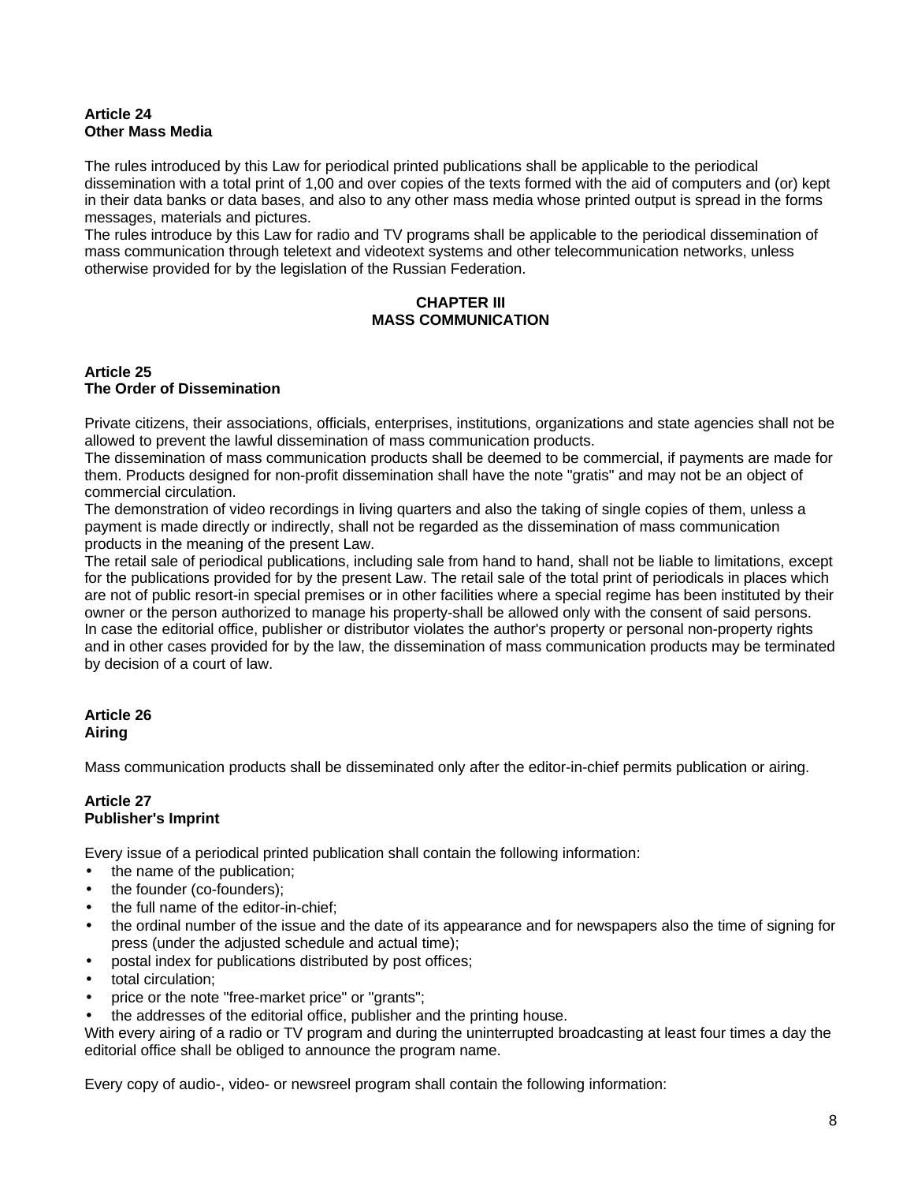**Article 24**
**Other Mass Media**

The rules introduced by this Law for periodical printed publications shall be applicable to the periodical dissemination with a total print of 1,00 and over copies of the texts formed with the aid of computers and (or) kept in their data banks or data bases, and also to any other mass media whose printed output is spread in the forms messages, materials and pictures.
The rules introduce by this Law for radio and TV programs shall be applicable to the periodical dissemination of mass communication through teletext and videotext systems and other telecommunication networks, unless otherwise provided for by the legislation of the Russian Federation.

## CHAPTER III
## MASS COMMUNICATION

**Article 25**
**The Order of Dissemination**

Private citizens, their associations, officials, enterprises, institutions, organizations and state agencies shall not be allowed to prevent the lawful dissemination of mass communication products.
The dissemination of mass communication products shall be deemed to be commercial, if payments are made for them. Products designed for non-profit dissemination shall have the note "gratis" and may not be an object of commercial circulation.
The demonstration of video recordings in living quarters and also the taking of single copies of them, unless a payment is made directly or indirectly, shall not be regarded as the dissemination of mass communication products in the meaning of the present Law.
The retail sale of periodical publications, including sale from hand to hand, shall not be liable to limitations, except for the publications provided for by the present Law. The retail sale of the total print of periodicals in places which are not of public resort-in special premises or in other facilities where a special regime has been instituted by their owner or the person authorized to manage his property-shall be allowed only with the consent of said persons.
In case the editorial office, publisher or distributor violates the author's property or personal non-property rights and in other cases provided for by the law, the dissemination of mass communication products may be terminated by decision of a court of law.

**Article 26**
**Airing**

Mass communication products shall be disseminated only after the editor-in-chief permits publication or airing.

**Article 27**
**Publisher's Imprint**

Every issue of a periodical printed publication shall contain the following information:

- the name of the publication;
- the founder (co-founders);
- the full name of the editor-in-chief;
- the ordinal number of the issue and the date of its appearance and for newspapers also the time of signing for press (under the adjusted schedule and actual time);
- postal index for publications distributed by post offices;
- total circulation;
- price or the note "free-market price" or "grants";
- the addresses of the editorial office, publisher and the printing house.

With every airing of a radio or TV program and during the uninterrupted broadcasting at least four times a day the editorial office shall be obliged to announce the program name.

Every copy of audio-, video- or newsreel program shall contain the following information: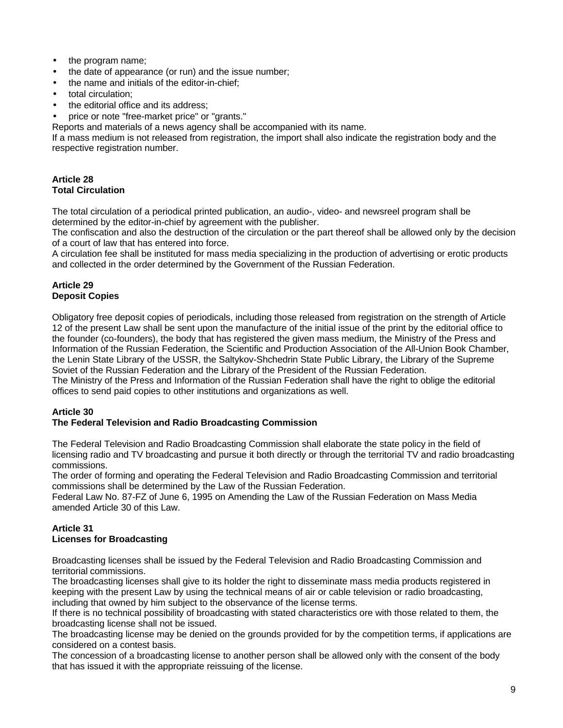- the program name;
- the date of appearance (or run) and the issue number;
- the name and initials of the editor-in-chief;
- total circulation;
- the editorial office and its address;
- price or note "free-market price" or "grants."

Reports and materials of a news agency shall be accompanied with its name.
If a mass medium is not released from registration, the import shall also indicate the registration body and the respective registration number.

**Article 28**
**Total Circulation**

The total circulation of a periodical printed publication, an audio-, video- and newsreel program shall be determined by the editor-in-chief by agreement with the publisher.
The confiscation and also the destruction of the circulation or the part thereof shall be allowed only by the decision of a court of law that has entered into force.
A circulation fee shall be instituted for mass media specializing in the production of advertising or erotic products and collected in the order determined by the Government of the Russian Federation.

**Article 29**
**Deposit Copies**

Obligatory free deposit copies of periodicals, including those released from registration on the strength of Article 12 of the present Law shall be sent upon the manufacture of the initial issue of the print by the editorial office to the founder (co-founders), the body that has registered the given mass medium, the Ministry of the Press and Information of the Russian Federation, the Scientific and Production Association of the All-Union Book Chamber, the Lenin State Library of the USSR, the Saltykov-Shchedrin State Public Library, the Library of the Supreme Soviet of the Russian Federation and the Library of the President of the Russian Federation.
The Ministry of the Press and Information of the Russian Federation shall have the right to oblige the editorial offices to send paid copies to other institutions and organizations as well.

**Article 30**
**The Federal Television and Radio Broadcasting Commission**

The Federal Television and Radio Broadcasting Commission shall elaborate the state policy in the field of licensing radio and TV broadcasting and pursue it both directly or through the territorial TV and radio broadcasting commissions.
The order of forming and operating the Federal Television and Radio Broadcasting Commission and territorial commissions shall be determined by the Law of the Russian Federation.
Federal Law No. 87-FZ of June 6, 1995 on Amending the Law of the Russian Federation on Mass Media amended Article 30 of this Law.

**Article 31**
**Licenses for Broadcasting**

Broadcasting licenses shall be issued by the Federal Television and Radio Broadcasting Commission and territorial commissions.
The broadcasting licenses shall give to its holder the right to disseminate mass media products registered in keeping with the present Law by using the technical means of air or cable television or radio broadcasting, including that owned by him subject to the observance of the license terms.
If there is no technical possibility of broadcasting with stated characteristics ore with those related to them, the broadcasting license shall not be issued.
The broadcasting license may be denied on the grounds provided for by the competition terms, if applications are considered on a contest basis.
The concession of a broadcasting license to another person shall be allowed only with the consent of the body that has issued it with the appropriate reissuing of the license.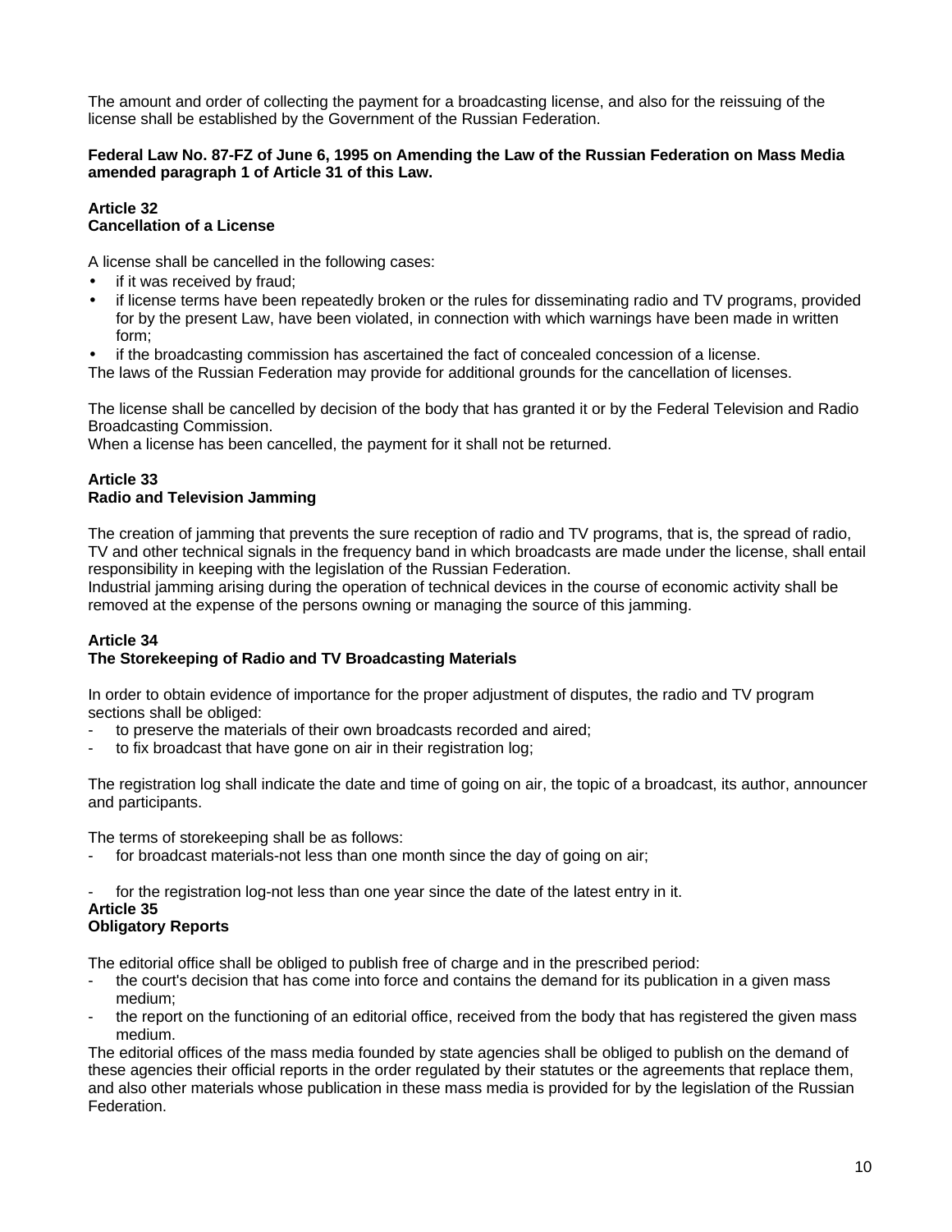The amount and order of collecting the payment for a broadcasting license, and also for the reissuing of the license shall be established by the Government of the Russian Federation.

**Federal Law No. 87-FZ of June 6, 1995 on Amending the Law of the Russian Federation on Mass Media amended paragraph 1 of Article 31 of this Law.**

### Article 32
### Cancellation of a License

A license shall be cancelled in the following cases:

- if it was received by fraud;
- if license terms have been repeatedly broken or the rules for disseminating radio and TV programs, provided for by the present Law, have been violated, in connection with which warnings have been made in written form;
- if the broadcasting commission has ascertained the fact of concealed concession of a license.

The laws of the Russian Federation may provide for additional grounds for the cancellation of licenses.

The license shall be cancelled by decision of the body that has granted it or by the Federal Television and Radio Broadcasting Commission.
When a license has been cancelled, the payment for it shall not be returned.

### Article 33
### Radio and Television Jamming

The creation of jamming that prevents the sure reception of radio and TV programs, that is, the spread of radio, TV and other technical signals in the frequency band in which broadcasts are made under the license, shall entail responsibility in keeping with the legislation of the Russian Federation.
Industrial jamming arising during the operation of technical devices in the course of economic activity shall be removed at the expense of the persons owning or managing the source of this jamming.

### Article 34
### The Storekeeping of Radio and TV Broadcasting Materials

In order to obtain evidence of importance for the proper adjustment of disputes, the radio and TV program sections shall be obliged:

- to preserve the materials of their own broadcasts recorded and aired;
- to fix broadcast that have gone on air in their registration log;

The registration log shall indicate the date and time of going on air, the topic of a broadcast, its author, announcer and participants.

The terms of storekeeping shall be as follows:

- for broadcast materials-not less than one month since the day of going on air;
- for the registration log-not less than one year since the date of the latest entry in it.

### Article 35
### Obligatory Reports

The editorial office shall be obliged to publish free of charge and in the prescribed period:

- the court's decision that has come into force and contains the demand for its publication in a given mass medium;
- the report on the functioning of an editorial office, received from the body that has registered the given mass medium.

The editorial offices of the mass media founded by state agencies shall be obliged to publish on the demand of these agencies their official reports in the order regulated by their statutes or the agreements that replace them, and also other materials whose publication in these mass media is provided for by the legislation of the Russian Federation.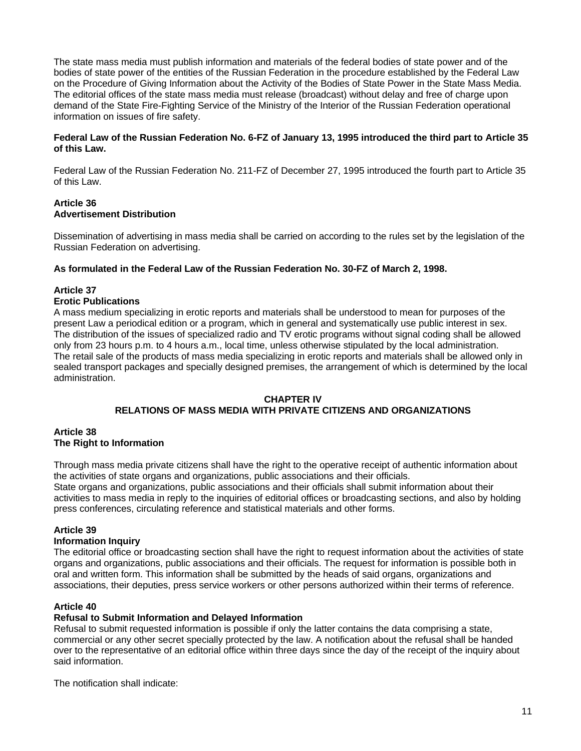The state mass media must publish information and materials of the federal bodies of state power and of the bodies of state power of the entities of the Russian Federation in the procedure established by the Federal Law on the Procedure of Giving Information about the Activity of the Bodies of State Power in the State Mass Media. The editorial offices of the state mass media must release (broadcast) without delay and free of charge upon demand of the State Fire-Fighting Service of the Ministry of the Interior of the Russian Federation operational information on issues of fire safety.

**Federal Law of the Russian Federation No. 6-FZ of January 13, 1995 introduced the third part to Article 35 of this Law.**

Federal Law of the Russian Federation No. 211-FZ of December 27, 1995 introduced the fourth part to Article 35 of this Law.

**Article 36**
**Advertisement Distribution**

Dissemination of advertising in mass media shall be carried on according to the rules set by the legislation of the Russian Federation on advertising.

**As formulated in the Federal Law of the Russian Federation No. 30-FZ of March 2, 1998.**

**Article 37**
**Erotic Publications**

A mass medium specializing in erotic reports and materials shall be understood to mean for purposes of the present Law a periodical edition or a program, which in general and systematically use public interest in sex.
The distribution of the issues of specialized radio and TV erotic programs without signal coding shall be allowed only from 23 hours p.m. to 4 hours a.m., local time, unless otherwise stipulated by the local administration.
The retail sale of the products of mass media specializing in erotic reports and materials shall be allowed only in sealed transport packages and specially designed premises, the arrangement of which is determined by the local administration.

## CHAPTER IV
## RELATIONS OF MASS MEDIA WITH PRIVATE CITIZENS AND ORGANIZATIONS

**Article 38**
**The Right to Information**

Through mass media private citizens shall have the right to the operative receipt of authentic information about the activities of state organs and organizations, public associations and their officials.
State organs and organizations, public associations and their officials shall submit information about their activities to mass media in reply to the inquiries of editorial offices or broadcasting sections, and also by holding press conferences, circulating reference and statistical materials and other forms.

**Article 39**
**Information Inquiry**

The editorial office or broadcasting section shall have the right to request information about the activities of state organs and organizations, public associations and their officials. The request for information is possible both in oral and written form. This information shall be submitted by the heads of said organs, organizations and associations, their deputies, press service workers or other persons authorized within their terms of reference.

**Article 40**
**Refusal to Submit Information and Delayed Information**

Refusal to submit requested information is possible if only the latter contains the data comprising a state, commercial or any other secret specially protected by the law. A notification about the refusal shall be handed over to the representative of an editorial office within three days since the day of the receipt of the inquiry about said information.

The notification shall indicate: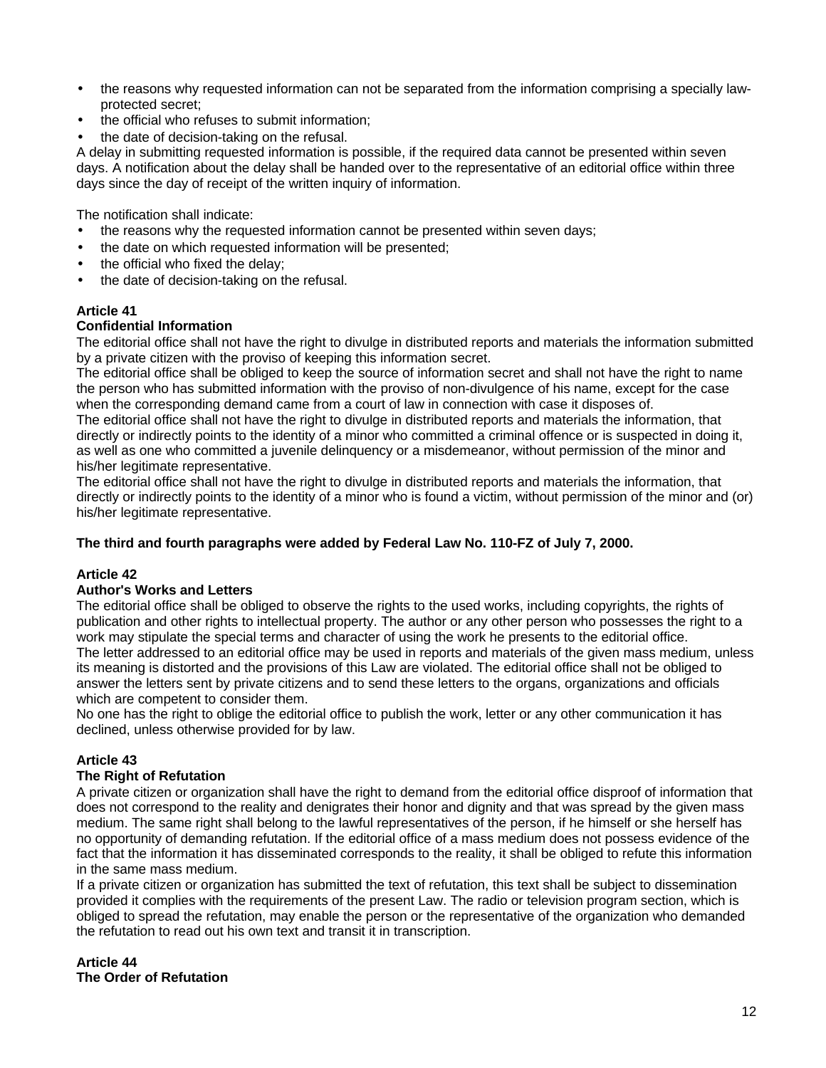- the reasons why requested information can not be separated from the information comprising a specially law-protected secret;
- the official who refuses to submit information;
- the date of decision-taking on the refusal.

A delay in submitting requested information is possible, if the required data cannot be presented within seven days. A notification about the delay shall be handed over to the representative of an editorial office within three days since the day of receipt of the written inquiry of information.

The notification shall indicate:

- the reasons why the requested information cannot be presented within seven days;
- the date on which requested information will be presented;
- the official who fixed the delay;
- the date of decision-taking on the refusal.

**Article 41**
**Confidential Information**

The editorial office shall not have the right to divulge in distributed reports and materials the information submitted by a private citizen with the proviso of keeping this information secret.
The editorial office shall be obliged to keep the source of information secret and shall not have the right to name the person who has submitted information with the proviso of non-divulgence of his name, except for the case when the corresponding demand came from a court of law in connection with case it disposes of.
The editorial office shall not have the right to divulge in distributed reports and materials the information, that directly or indirectly points to the identity of a minor who committed a criminal offence or is suspected in doing it, as well as one who committed a juvenile delinquency or a misdemeanor, without permission of the minor and his/her legitimate representative.
The editorial office shall not have the right to divulge in distributed reports and materials the information, that directly or indirectly points to the identity of a minor who is found a victim, without permission of the minor and (or) his/her legitimate representative.

**The third and fourth paragraphs were added by Federal Law No. 110-FZ of July 7, 2000.**

**Article 42**
**Author's Works and Letters**

The editorial office shall be obliged to observe the rights to the used works, including copyrights, the rights of publication and other rights to intellectual property. The author or any other person who possesses the right to a work may stipulate the special terms and character of using the work he presents to the editorial office.
The letter addressed to an editorial office may be used in reports and materials of the given mass medium, unless its meaning is distorted and the provisions of this Law are violated. The editorial office shall not be obliged to answer the letters sent by private citizens and to send these letters to the organs, organizations and officials which are competent to consider them.
No one has the right to oblige the editorial office to publish the work, letter or any other communication it has declined, unless otherwise provided for by law.

**Article 43**
**The Right of Refutation**

A private citizen or organization shall have the right to demand from the editorial office disproof of information that does not correspond to the reality and denigrates their honor and dignity and that was spread by the given mass medium. The same right shall belong to the lawful representatives of the person, if he himself or she herself has no opportunity of demanding refutation. If the editorial office of a mass medium does not possess evidence of the fact that the information it has disseminated corresponds to the reality, it shall be obliged to refute this information in the same mass medium.
If a private citizen or organization has submitted the text of refutation, this text shall be subject to dissemination provided it complies with the requirements of the present Law. The radio or television program section, which is obliged to spread the refutation, may enable the person or the representative of the organization who demanded the refutation to read out his own text and transit it in transcription.

**Article 44**
**The Order of Refutation**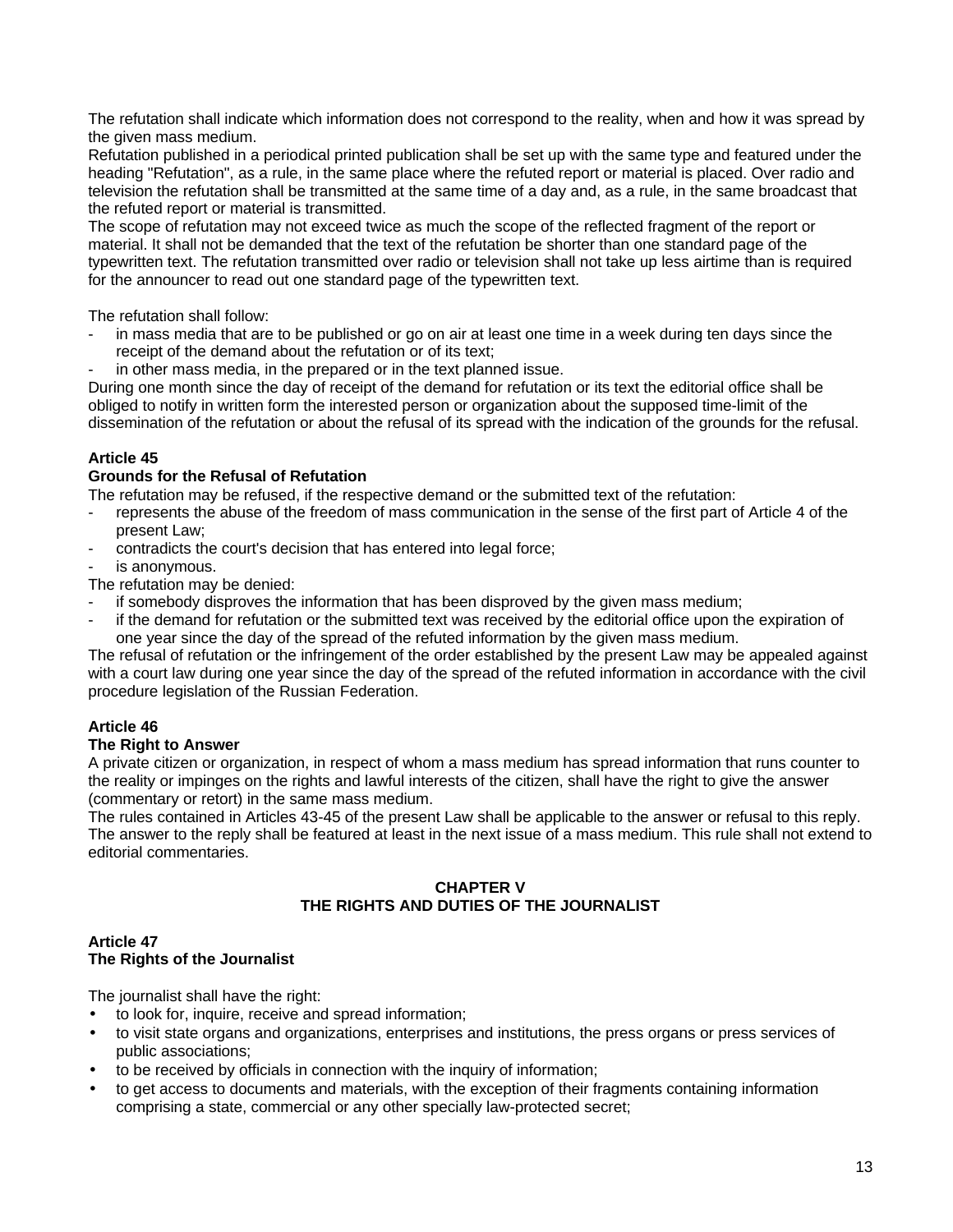The refutation shall indicate which information does not correspond to the reality, when and how it was spread by the given mass medium.
Refutation published in a periodical printed publication shall be set up with the same type and featured under the heading "Refutation", as a rule, in the same place where the refuted report or material is placed. Over radio and television the refutation shall be transmitted at the same time of a day and, as a rule, in the same broadcast that the refuted report or material is transmitted.
The scope of refutation may not exceed twice as much the scope of the reflected fragment of the report or material. It shall not be demanded that the text of the refutation be shorter than one standard page of the typewritten text. The refutation transmitted over radio or television shall not take up less airtime than is required for the announcer to read out one standard page of the typewritten text.

The refutation shall follow:

- in mass media that are to be published or go on air at least one time in a week during ten days since the receipt of the demand about the refutation or of its text;
- in other mass media, in the prepared or in the text planned issue.

During one month since the day of receipt of the demand for refutation or its text the editorial office shall be obliged to notify in written form the interested person or organization about the supposed time-limit of the dissemination of the refutation or about the refusal of its spread with the indication of the grounds for the refusal.

**Article 45**
**Grounds for the Refusal of Refutation**

The refutation may be refused, if the respective demand or the submitted text of the refutation:

- represents the abuse of the freedom of mass communication in the sense of the first part of Article 4 of the present Law;
- contradicts the court's decision that has entered into legal force;
- is anonymous.

The refutation may be denied:

- if somebody disproves the information that has been disproved by the given mass medium;
- if the demand for refutation or the submitted text was received by the editorial office upon the expiration of one year since the day of the spread of the refuted information by the given mass medium.

The refusal of refutation or the infringement of the order established by the present Law may be appealed against with a court law during one year since the day of the spread of the refuted information in accordance with the civil procedure legislation of the Russian Federation.

**Article 46**
**The Right to Answer**

A private citizen or organization, in respect of whom a mass medium has spread information that runs counter to the reality or impinges on the rights and lawful interests of the citizen, shall have the right to give the answer (commentary or retort) in the same mass medium.
The rules contained in Articles 43-45 of the present Law shall be applicable to the answer or refusal to this reply.
The answer to the reply shall be featured at least in the next issue of a mass medium. This rule shall not extend to editorial commentaries.

## CHAPTER V
## THE RIGHTS AND DUTIES OF THE JOURNALIST

**Article 47**
**The Rights of the Journalist**

The journalist shall have the right:

- to look for, inquire, receive and spread information;
- to visit state organs and organizations, enterprises and institutions, the press organs or press services of public associations;
- to be received by officials in connection with the inquiry of information;
- to get access to documents and materials, with the exception of their fragments containing information comprising a state, commercial or any other specially law-protected secret;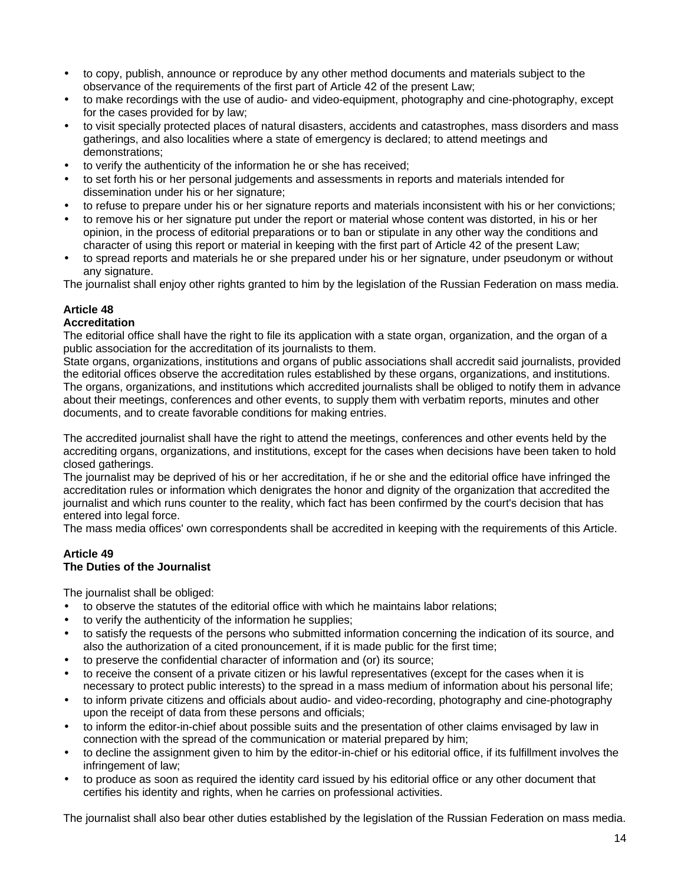- to copy, publish, announce or reproduce by any other method documents and materials subject to the observance of the requirements of the first part of Article 42 of the present Law;
- to make recordings with the use of audio- and video-equipment, photography and cine-photography, except for the cases provided for by law;
- to visit specially protected places of natural disasters, accidents and catastrophes, mass disorders and mass gatherings, and also localities where a state of emergency is declared; to attend meetings and demonstrations;
- to verify the authenticity of the information he or she has received;
- to set forth his or her personal judgements and assessments in reports and materials intended for dissemination under his or her signature;
- to refuse to prepare under his or her signature reports and materials inconsistent with his or her convictions;
- to remove his or her signature put under the report or material whose content was distorted, in his or her opinion, in the process of editorial preparations or to ban or stipulate in any other way the conditions and character of using this report or material in keeping with the first part of Article 42 of the present Law;
- to spread reports and materials he or she prepared under his or her signature, under pseudonym or without any signature.

The journalist shall enjoy other rights granted to him by the legislation of the Russian Federation on mass media.

**Article 48**
**Accreditation**

The editorial office shall have the right to file its application with a state organ, organization, and the organ of a public association for the accreditation of its journalists to them.
State organs, organizations, institutions and organs of public associations shall accredit said journalists, provided the editorial offices observe the accreditation rules established by these organs, organizations, and institutions.
The organs, organizations, and institutions which accredited journalists shall be obliged to notify them in advance about their meetings, conferences and other events, to supply them with verbatim reports, minutes and other documents, and to create favorable conditions for making entries.

The accredited journalist shall have the right to attend the meetings, conferences and other events held by the accrediting organs, organizations, and institutions, except for the cases when decisions have been taken to hold closed gatherings.
The journalist may be deprived of his or her accreditation, if he or she and the editorial office have infringed the accreditation rules or information which denigrates the honor and dignity of the organization that accredited the journalist and which runs counter to the reality, which fact has been confirmed by the court's decision that has entered into legal force.
The mass media offices' own correspondents shall be accredited in keeping with the requirements of this Article.

**Article 49**
**The Duties of the Journalist**

The journalist shall be obliged:

- to observe the statutes of the editorial office with which he maintains labor relations;
- to verify the authenticity of the information he supplies;
- to satisfy the requests of the persons who submitted information concerning the indication of its source, and also the authorization of a cited pronouncement, if it is made public for the first time;
- to preserve the confidential character of information and (or) its source;
- to receive the consent of a private citizen or his lawful representatives (except for the cases when it is necessary to protect public interests) to the spread in a mass medium of information about his personal life;
- to inform private citizens and officials about audio- and video-recording, photography and cine-photography upon the receipt of data from these persons and officials;
- to inform the editor-in-chief about possible suits and the presentation of other claims envisaged by law in connection with the spread of the communication or material prepared by him;
- to decline the assignment given to him by the editor-in-chief or his editorial office, if its fulfillment involves the infringement of law;
- to produce as soon as required the identity card issued by his editorial office or any other document that certifies his identity and rights, when he carries on professional activities.

The journalist shall also bear other duties established by the legislation of the Russian Federation on mass media.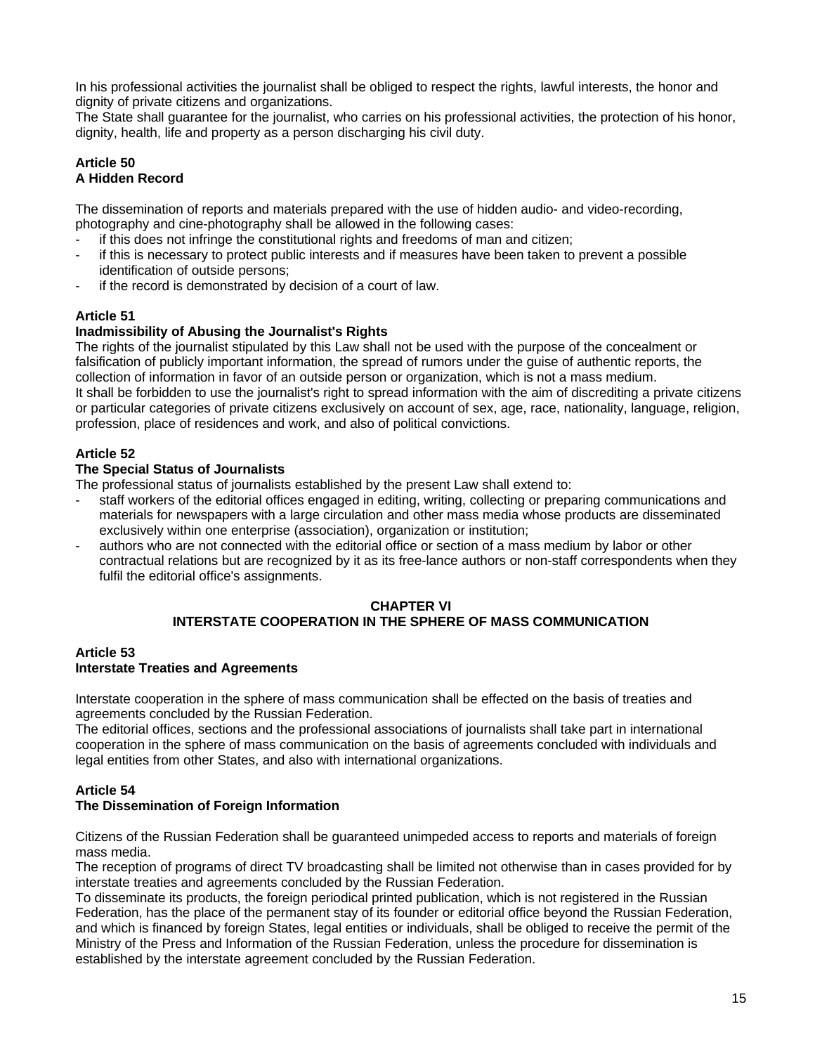In his professional activities the journalist shall be obliged to respect the rights, lawful interests, the honor and dignity of private citizens and organizations.
The State shall guarantee for the journalist, who carries on his professional activities, the protection of his honor, dignity, health, life and property as a person discharging his civil duty.

### Article 50
### A Hidden Record

The dissemination of reports and materials prepared with the use of hidden audio- and video-recording, photography and cine-photography shall be allowed in the following cases:

- if this does not infringe the constitutional rights and freedoms of man and citizen;
- if this is necessary to protect public interests and if measures have been taken to prevent a possible identification of outside persons;
- if the record is demonstrated by decision of a court of law.

### Article 51
### Inadmissibility of Abusing the Journalist's Rights

The rights of the journalist stipulated by this Law shall not be used with the purpose of the concealment or falsification of publicly important information, the spread of rumors under the guise of authentic reports, the collection of information in favor of an outside person or organization, which is not a mass medium.
It shall be forbidden to use the journalist's right to spread information with the aim of discrediting a private citizens or particular categories of private citizens exclusively on account of sex, age, race, nationality, language, religion, profession, place of residences and work, and also of political convictions.

### Article 52
### The Special Status of Journalists

The professional status of journalists established by the present Law shall extend to:

- staff workers of the editorial offices engaged in editing, writing, collecting or preparing communications and materials for newspapers with a large circulation and other mass media whose products are disseminated exclusively within one enterprise (association), organization or institution;
- authors who are not connected with the editorial office or section of a mass medium by labor or other contractual relations but are recognized by it as its free-lance authors or non-staff correspondents when they fulfil the editorial office's assignments.

## CHAPTER VI
## INTERSTATE COOPERATION IN THE SPHERE OF MASS COMMUNICATION

### Article 53
### Interstate Treaties and Agreements

Interstate cooperation in the sphere of mass communication shall be effected on the basis of treaties and agreements concluded by the Russian Federation.
The editorial offices, sections and the professional associations of journalists shall take part in international cooperation in the sphere of mass communication on the basis of agreements concluded with individuals and legal entities from other States, and also with international organizations.

### Article 54
### The Dissemination of Foreign Information

Citizens of the Russian Federation shall be guaranteed unimpeded access to reports and materials of foreign mass media.
The reception of programs of direct TV broadcasting shall be limited not otherwise than in cases provided for by interstate treaties and agreements concluded by the Russian Federation.
To disseminate its products, the foreign periodical printed publication, which is not registered in the Russian Federation, has the place of the permanent stay of its founder or editorial office beyond the Russian Federation, and which is financed by foreign States, legal entities or individuals, shall be obliged to receive the permit of the Ministry of the Press and Information of the Russian Federation, unless the procedure for dissemination is established by the interstate agreement concluded by the Russian Federation.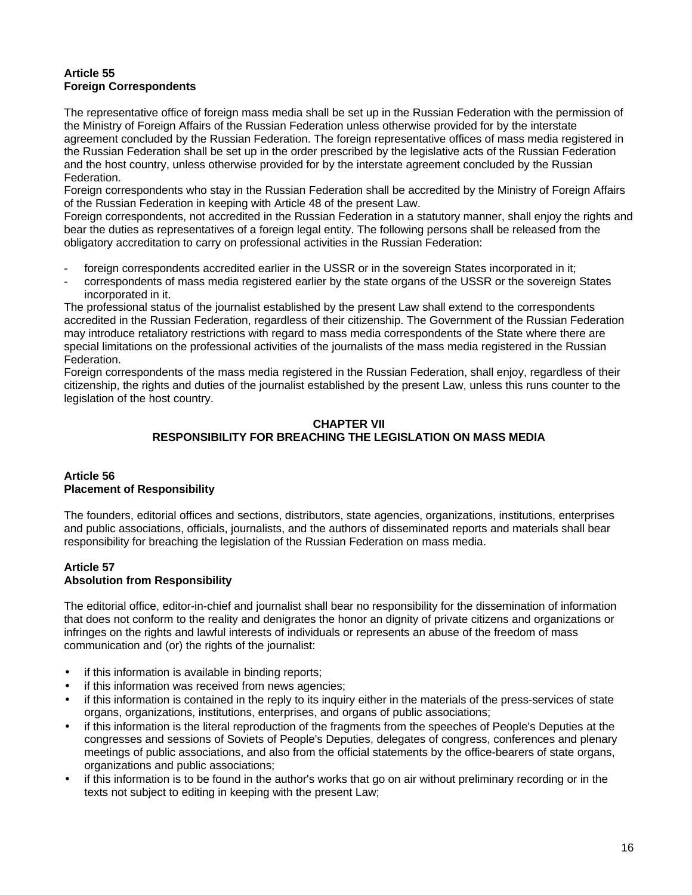**Article 55**
**Foreign Correspondents**

The representative office of foreign mass media shall be set up in the Russian Federation with the permission of the Ministry of Foreign Affairs of the Russian Federation unless otherwise provided for by the interstate agreement concluded by the Russian Federation. The foreign representative offices of mass media registered in the Russian Federation shall be set up in the order prescribed by the legislative acts of the Russian Federation and the host country, unless otherwise provided for by the interstate agreement concluded by the Russian Federation.
Foreign correspondents who stay in the Russian Federation shall be accredited by the Ministry of Foreign Affairs of the Russian Federation in keeping with Article 48 of the present Law.
Foreign correspondents, not accredited in the Russian Federation in a statutory manner, shall enjoy the rights and bear the duties as representatives of a foreign legal entity. The following persons shall be released from the obligatory accreditation to carry on professional activities in the Russian Federation:

- foreign correspondents accredited earlier in the USSR or in the sovereign States incorporated in it;
- correspondents of mass media registered earlier by the state organs of the USSR or the sovereign States incorporated in it.

The professional status of the journalist established by the present Law shall extend to the correspondents accredited in the Russian Federation, regardless of their citizenship. The Government of the Russian Federation may introduce retaliatory restrictions with regard to mass media correspondents of the State where there are special limitations on the professional activities of the journalists of the mass media registered in the Russian Federation.
Foreign correspondents of the mass media registered in the Russian Federation, shall enjoy, regardless of their citizenship, the rights and duties of the journalist established by the present Law, unless this runs counter to the legislation of the host country.

## CHAPTER VII
## RESPONSIBILITY FOR BREACHING THE LEGISLATION ON MASS MEDIA

**Article 56**
**Placement of Responsibility**

The founders, editorial offices and sections, distributors, state agencies, organizations, institutions, enterprises and public associations, officials, journalists, and the authors of disseminated reports and materials shall bear responsibility for breaching the legislation of the Russian Federation on mass media.

**Article 57**
**Absolution from Responsibility**

The editorial office, editor-in-chief and journalist shall bear no responsibility for the dissemination of information that does not conform to the reality and denigrates the honor an dignity of private citizens and organizations or infringes on the rights and lawful interests of individuals or represents an abuse of the freedom of mass communication and (or) the rights of the journalist:

- if this information is available in binding reports;
- if this information was received from news agencies;
- if this information is contained in the reply to its inquiry either in the materials of the press-services of state organs, organizations, institutions, enterprises, and organs of public associations;
- if this information is the literal reproduction of the fragments from the speeches of People's Deputies at the congresses and sessions of Soviets of People's Deputies, delegates of congress, conferences and plenary meetings of public associations, and also from the official statements by the office-bearers of state organs, organizations and public associations;
- if this information is to be found in the author's works that go on air without preliminary recording or in the texts not subject to editing in keeping with the present Law;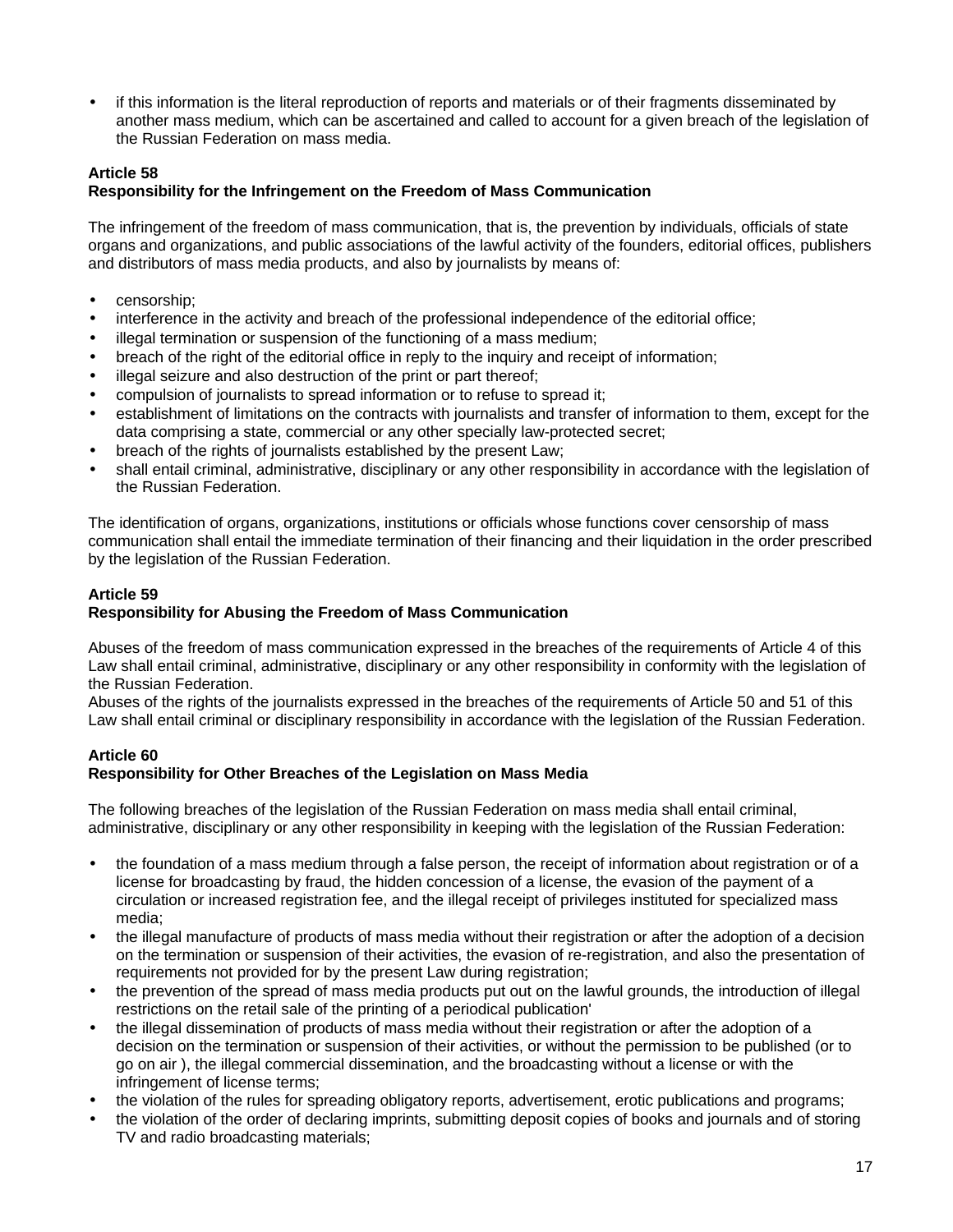- if this information is the literal reproduction of reports and materials or of their fragments disseminated by another mass medium, which can be ascertained and called to account for a given breach of the legislation of the Russian Federation on mass media.

**Article 58**
**Responsibility for the Infringement on the Freedom of Mass Communication**

The infringement of the freedom of mass communication, that is, the prevention by individuals, officials of state organs and organizations, and public associations of the lawful activity of the founders, editorial offices, publishers and distributors of mass media products, and also by journalists by means of:

- censorship;
- interference in the activity and breach of the professional independence of the editorial office;
- illegal termination or suspension of the functioning of a mass medium;
- breach of the right of the editorial office in reply to the inquiry and receipt of information;
- illegal seizure and also destruction of the print or part thereof;
- compulsion of journalists to spread information or to refuse to spread it;
- establishment of limitations on the contracts with journalists and transfer of information to them, except for the data comprising a state, commercial or any other specially law-protected secret;
- breach of the rights of journalists established by the present Law;
- shall entail criminal, administrative, disciplinary or any other responsibility in accordance with the legislation of the Russian Federation.

The identification of organs, organizations, institutions or officials whose functions cover censorship of mass communication shall entail the immediate termination of their financing and their liquidation in the order prescribed by the legislation of the Russian Federation.

**Article 59**
**Responsibility for Abusing the Freedom of Mass Communication**

Abuses of the freedom of mass communication expressed in the breaches of the requirements of Article 4 of this Law shall entail criminal, administrative, disciplinary or any other responsibility in conformity with the legislation of the Russian Federation.
Abuses of the rights of the journalists expressed in the breaches of the requirements of Article 50 and 51 of this Law shall entail criminal or disciplinary responsibility in accordance with the legislation of the Russian Federation.

**Article 60**
**Responsibility for Other Breaches of the Legislation on Mass Media**

The following breaches of the legislation of the Russian Federation on mass media shall entail criminal, administrative, disciplinary or any other responsibility in keeping with the legislation of the Russian Federation:

- the foundation of a mass medium through a false person, the receipt of information about registration or of a license for broadcasting by fraud, the hidden concession of a license, the evasion of the payment of a circulation or increased registration fee, and the illegal receipt of privileges instituted for specialized mass media;
- the illegal manufacture of products of mass media without their registration or after the adoption of a decision on the termination or suspension of their activities, the evasion of re-registration, and also the presentation of requirements not provided for by the present Law during registration;
- the prevention of the spread of mass media products put out on the lawful grounds, the introduction of illegal restrictions on the retail sale of the printing of a periodical publication'
- the illegal dissemination of products of mass media without their registration or after the adoption of a decision on the termination or suspension of their activities, or without the permission to be published (or to go on air ), the illegal commercial dissemination, and the broadcasting without a license or with the infringement of license terms;
- the violation of the rules for spreading obligatory reports, advertisement, erotic publications and programs;
- the violation of the order of declaring imprints, submitting deposit copies of books and journals and of storing TV and radio broadcasting materials;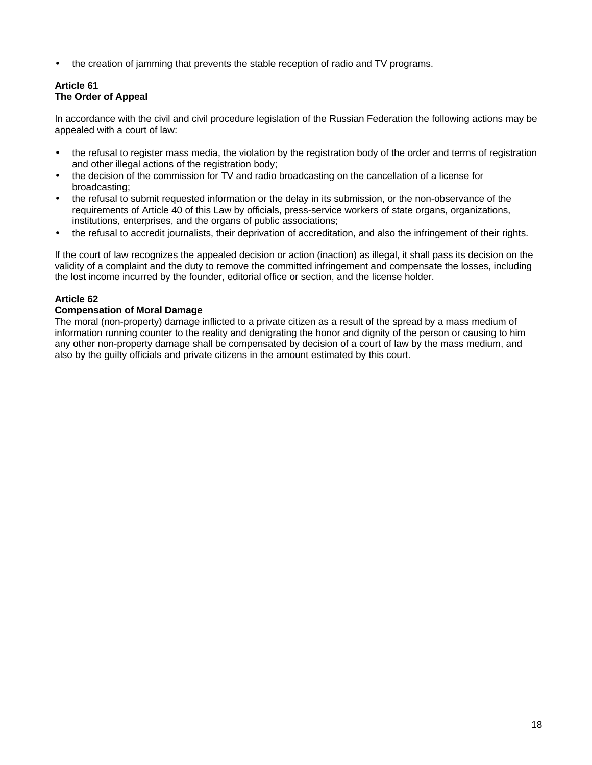- the creation of jamming that prevents the stable reception of radio and TV programs.

**Article 61**
**The Order of Appeal**

In accordance with the civil and civil procedure legislation of the Russian Federation the following actions may be appealed with a court of law:

- the refusal to register mass media, the violation by the registration body of the order and terms of registration and other illegal actions of the registration body;
- the decision of the commission for TV and radio broadcasting on the cancellation of a license for broadcasting;
- the refusal to submit requested information or the delay in its submission, or the non-observance of the requirements of Article 40 of this Law by officials, press-service workers of state organs, organizations, institutions, enterprises, and the organs of public associations;
- the refusal to accredit journalists, their deprivation of accreditation, and also the infringement of their rights.

If the court of law recognizes the appealed decision or action (inaction) as illegal, it shall pass its decision on the validity of a complaint and the duty to remove the committed infringement and compensate the losses, including the lost income incurred by the founder, editorial office or section, and the license holder.

**Article 62**
**Compensation of Moral Damage**

The moral (non-property) damage inflicted to a private citizen as a result of the spread by a mass medium of information running counter to the reality and denigrating the honor and dignity of the person or causing to him any other non-property damage shall be compensated by decision of a court of law by the mass medium, and also by the guilty officials and private citizens in the amount estimated by this court.